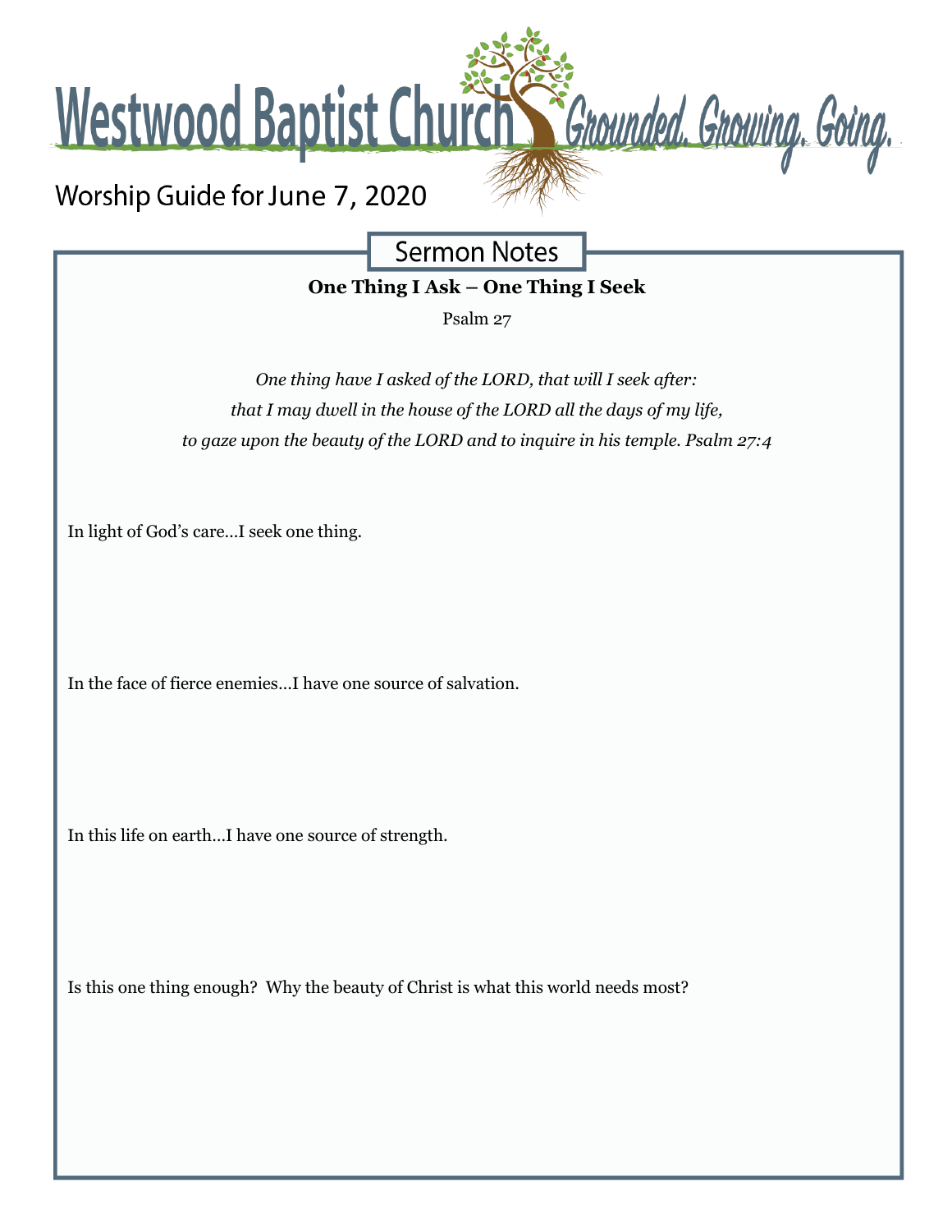# Westwood Baptist Church

*Grounded. Growing. Going.*

Worship Guide for June 7, 2020

## Sermon Notes

**One Thing I Ask – One Thing I Seek**

Psalm 27

*One thing have I asked of the LORD, that will I seek after:*
*that I may dwell in the house of the LORD all the days of my life,*
*to gaze upon the beauty of the LORD and to inquire in his temple. Psalm 27:4*

In light of God's care…I seek one thing.

In the face of fierce enemies…I have one source of salvation.

In this life on earth…I have one source of strength.

Is this one thing enough? Why the beauty of Christ is what this world needs most?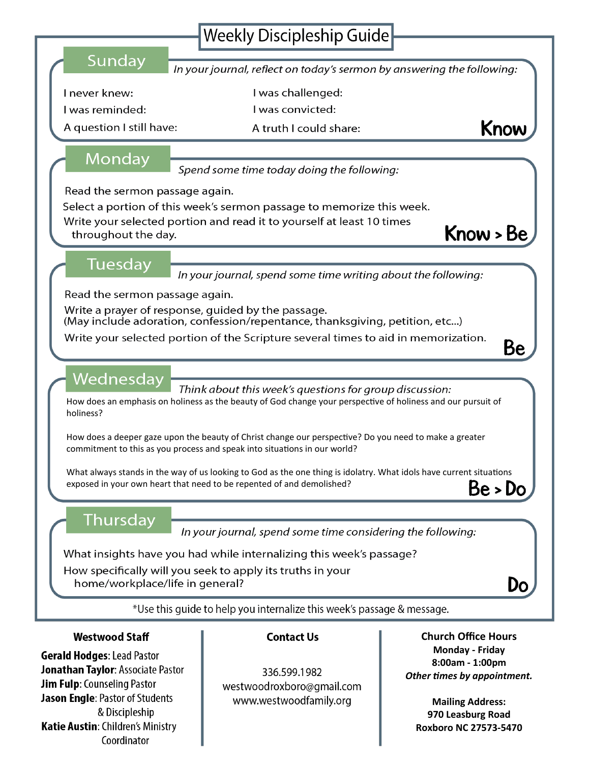# Weekly Discipleship Guide

## Sunday

*In your journal, reflect on today's sermon by answering the following:*

I never knew:

I was reminded:

A question I still have:

I was challenged:

I was convicted:

A truth I could share:

**Know**

## Monday

*Spend some time today doing the following:*

Read the sermon passage again.

Select a portion of this week's sermon passage to memorize this week.

Write your selected portion and read it to yourself at least 10 times throughout the day.

**Know > Be**

## Tuesday

*In your journal, spend some time writing about the following:*

Read the sermon passage again.

Write a prayer of response, guided by the passage.
(May include adoration, confession/repentance, thanksgiving, petition, etc...)

Write your selected portion of the Scripture several times to aid in memorization.

**Be**

## Wednesday

*Think about this week's questions for group discussion:*

How does an emphasis on holiness as the beauty of God change your perspective of holiness and our pursuit of holiness?

How does a deeper gaze upon the beauty of Christ change our perspective? Do you need to make a greater commitment to this as you process and speak into situations in our world?

What always stands in the way of us looking to God as the one thing is idolatry. What idols have current situations exposed in your own heart that need to be repented of and demolished?

**Be > Do**

## Thursday

*In your journal, spend some time considering the following:*

What insights have you had while internalizing this week's passage?

How specifically will you seek to apply its truths in your home/workplace/life in general?

**Do**

*Use this guide to help you internalize this week's passage & message.

### Westwood Staff

**Gerald Hodges**: Lead Pastor
**Jonathan Taylor**: Associate Pastor
**Jim Fulp**: Counseling Pastor
**Jason Engle**: Pastor of Students & Discipleship
**Katie Austin**: Children's Ministry Coordinator

### Contact Us

336.599.1982
westwoodroxboro@gmail.com
www.westwoodfamily.org

### Church Office Hours

**Monday - Friday**
**8:00am - 1:00pm**
***Other times by appointment.***

**Mailing Address:**
**970 Leasburg Road**
**Roxboro NC 27573-5470**